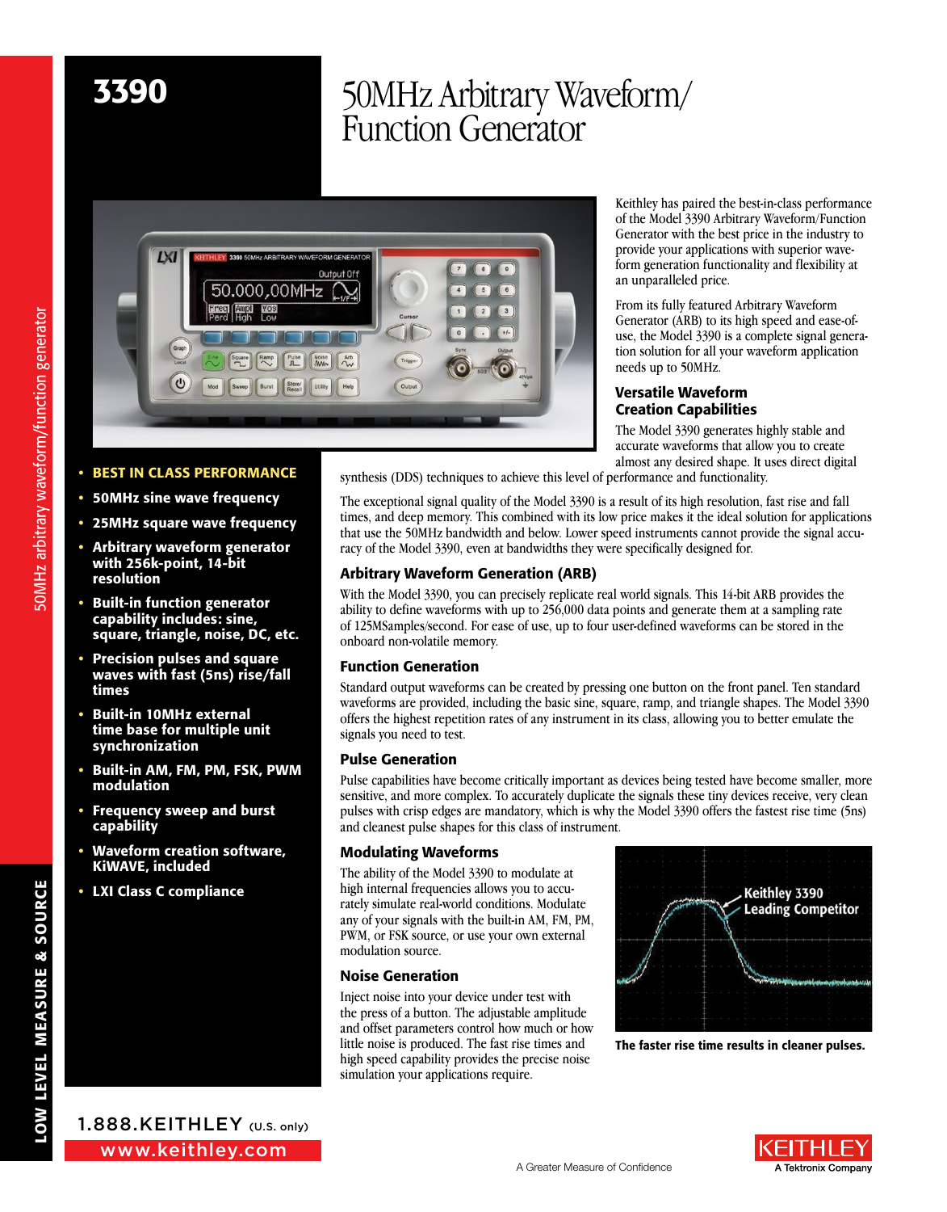# 3390

# 50MHz Arbitrary Waveform/ Function Generator

- **BEST IN CLASS PERFORMANCE**
- **50MHz sine wave frequency**
- **25MHz square wave frequency**
- **Arbitrary waveform generator with 256k-point, 14-bit resolution**
- **Built-in function generator capability includes: sine, square, triangle, noise, DC, etc.**
- **Precision pulses and square waves with fast (5ns) rise/fall times**
- **Built-in 10MHz external time base for multiple unit synchronization**
- **Built-in AM, FM, PM, FSK, PWM modulation**
- **Frequency sweep and burst capability**
- **Waveform creation software, KiWAVE, included**
- **LXI Class C compliance**

Keithley has paired the best-in-class performance of the Model 3390 Arbitrary Waveform/Function Generator with the best price in the industry to provide your applications with superior waveform generation functionality and flexibility at an unparalleled price.

From its fully featured Arbitrary Waveform Generator (ARB) to its high speed and ease-of-use, the Model 3390 is a complete signal generation solution for all your waveform application needs up to 50MHz.

## Versatile Waveform Creation Capabilities

The Model 3390 generates highly stable and accurate waveforms that allow you to create almost any desired shape. It uses direct digital synthesis (DDS) techniques to achieve this level of performance and functionality.

The exceptional signal quality of the Model 3390 is a result of its high resolution, fast rise and fall times, and deep memory. This combined with its low price makes it the ideal solution for applications that use the 50MHz bandwidth and below. Lower speed instruments cannot provide the signal accuracy of the Model 3390, even at bandwidths they were specifically designed for.

## Arbitrary Waveform Generation (ARB)

With the Model 3390, you can precisely replicate real world signals. This 14-bit ARB provides the ability to define waveforms with up to 256,000 data points and generate them at a sampling rate of 125MSamples/second. For ease of use, up to four user-defined waveforms can be stored in the onboard non-volatile memory.

## Function Generation

Standard output waveforms can be created by pressing one button on the front panel. Ten standard waveforms are provided, including the basic sine, square, ramp, and triangle shapes. The Model 3390 offers the highest repetition rates of any instrument in its class, allowing you to better emulate the signals you need to test.

## Pulse Generation

Pulse capabilities have become critically important as devices being tested have become smaller, more sensitive, and more complex. To accurately duplicate the signals these tiny devices receive, very clean pulses with crisp edges are mandatory, which is why the Model 3390 offers the fastest rise time (5ns) and cleanest pulse shapes for this class of instrument.

## Modulating Waveforms

The ability of the Model 3390 to modulate at high internal frequencies allows you to accurately simulate real-world conditions. Modulate any of your signals with the built-in AM, FM, PM, PWM, or FSK source, or use your own external modulation source.

## Noise Generation

Inject noise into your device under test with the press of a button. The adjustable amplitude and offset parameters control how much or how little noise is produced. The fast rise times and high speed capability provides the precise noise simulation your applications require.

**The faster rise time results in cleaner pulses.**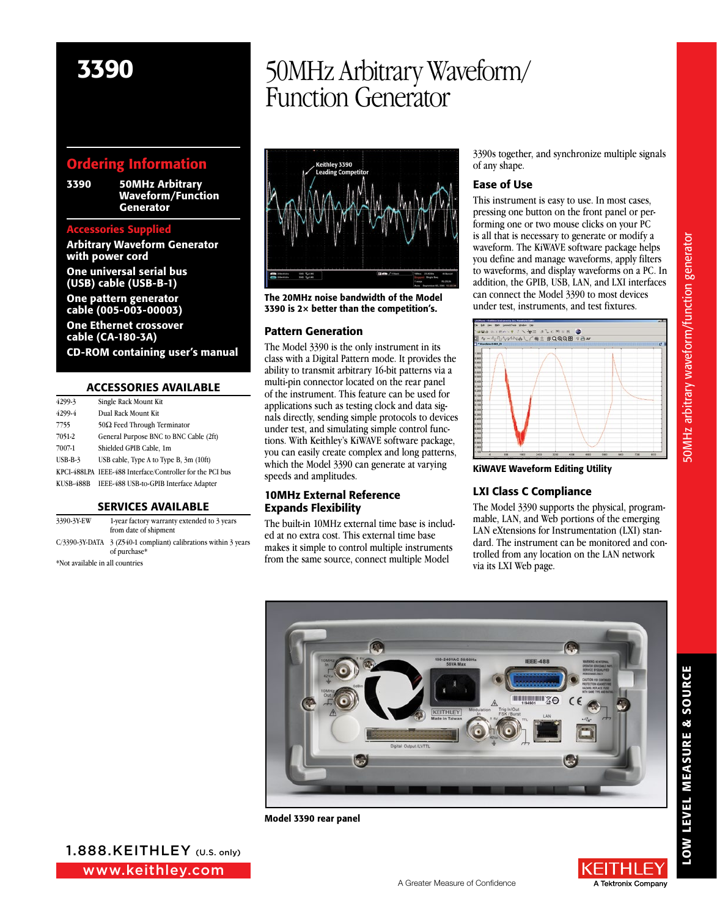# 3390

# 50MHz Arbitrary Waveform/ Function Generator

## Ordering Information

**3390** **50MHz Arbitrary Waveform/Function Generator**

### Accessories Supplied

**Arbitrary Waveform Generator with power cord**

**One universal serial bus (USB) cable (USB-B-1)**

**One pattern generator cable (005-003-00003)**

**One Ethernet crossover cable (CA-180-3A)**

**CD-ROM containing user's manual**

### ACCESSORIES AVAILABLE

| | |
|---|---|
| 4299-3 | Single Rack Mount Kit |
| 4299-4 | Dual Rack Mount Kit |
| 7755 | 50Ω Feed Through Terminator |
| 7051-2 | General Purpose BNC to BNC Cable (2ft) |
| 7007-1 | Shielded GPIB Cable, 1m |
| USB-B-3 | USB cable, Type A to Type B, 3m (10ft) |
| KPCI-488LPA | IEEE-488 Interface/Controller for the PCI bus |
| KUSB-488B | IEEE-488 USB-to-GPIB Interface Adapter |

### SERVICES AVAILABLE

| | |
|---|---|
| 3390-3Y-EW | 1-year factory warranty extended to 3 years from date of shipment |
| C/3390-3Y-DATA | 3 (Z540-1 compliant) calibrations within 3 years of purchase* |

*Not available in all countries

**The 20MHz noise bandwidth of the Model 3390 is 2× better than the competition's.**

### Pattern Generation

The Model 3390 is the only instrument in its class with a Digital Pattern mode. It provides the ability to transmit arbitrary 16-bit patterns via a multi-pin connector located on the rear panel of the instrument. This feature can be used for applications such as testing clock and data signals directly, sending simple protocols to devices under test, and simulating simple control functions. With Keithley's KiWAVE software package, you can easily create complex and long patterns, which the Model 3390 can generate at varying speeds and amplitudes.

### 10MHz External Reference Expands Flexibility

The built-in 10MHz external time base is included at no extra cost. This external time base makes it simple to control multiple instruments from the same source, connect multiple Model 3390s together, and synchronize multiple signals of any shape.

### Ease of Use

This instrument is easy to use. In most cases, pressing one button on the front panel or performing one or two mouse clicks on your PC is all that is necessary to generate or modify a waveform. The KiWAVE software package helps you define and manage waveforms, apply filters to waveforms, and display waveforms on a PC. In addition, the GPIB, USB, LAN, and LXI interfaces can connect the Model 3390 to most devices under test, instruments, and test fixtures.

**KiWAVE Waveform Editing Utility**

### LXI Class C Compliance

The Model 3390 supports the physical, programmable, LAN, and Web portions of the emerging LAN eXtensions for Instrumentation (LXI) standard. The instrument can be monitored and controlled from any location on the LAN network via its LXI Web page.

**Model 3390 rear panel**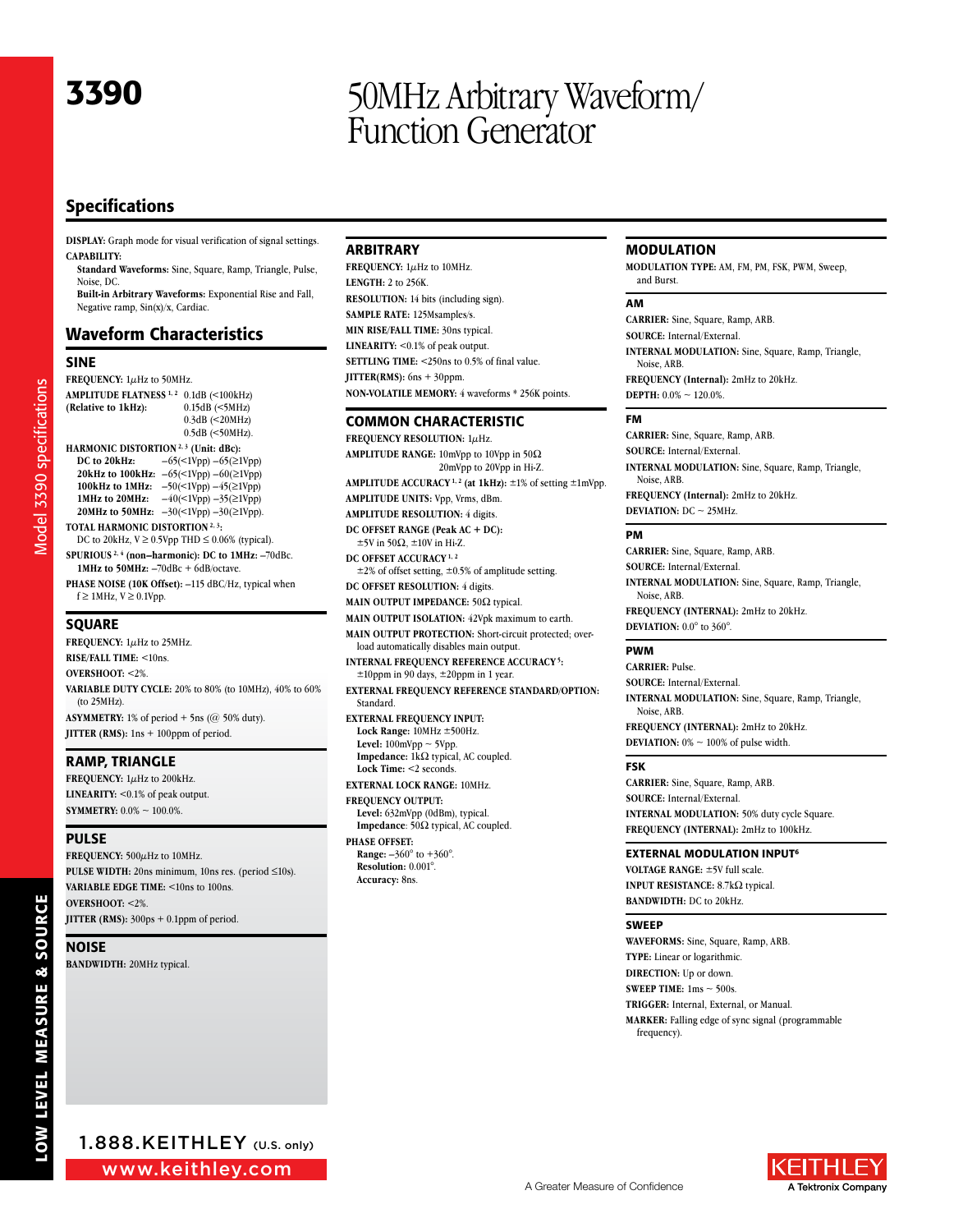# 3390

# 50MHz Arbitrary Waveform/ Function Generator

## Specifications

**DISPLAY:** Graph mode for visual verification of signal settings.

**CAPABILITY:**

**Standard Waveforms:** Sine, Square, Ramp, Triangle, Pulse, Noise, DC.

**Built-in Arbitrary Waveforms:** Exponential Rise and Fall, Negative ramp, Sin(x)/x, Cardiac.

## Waveform Characteristics

### SINE

**FREQUENCY:** 1µHz to 50MHz.

**AMPLITUDE FLATNESS** [1, 2] **(Relative to 1kHz):** 0.1dB (<100kHz), 0.15dB (<5MHz), 0.3dB (<20MHz), 0.5dB (<50MHz).

**HARMONIC DISTORTION** [2, 3] **(Unit: dBc):**

| | | |
|---|---|---|
| **DC to 20kHz:** | –65(<1Vpp) | –65(≥1Vpp) |
| **20kHz to 100kHz:** | –65(<1Vpp) | –60(≥1Vpp) |
| **100kHz to 1MHz:** | –50(<1Vpp) | –45(≥1Vpp) |
| **1MHz to 20MHz:** | –40(<1Vpp) | –35(≥1Vpp) |
| **20MHz to 50MHz:** | –30(<1Vpp) | –30(≥1Vpp). |

**TOTAL HARMONIC DISTORTION** [2, 3]**:** DC to 20kHz, V ≥ 0.5Vpp THD ≤ 0.06% (typical).

**SPURIOUS** [2, 4] **(non–harmonic): DC to 1MHz:** –70dBc.
**1MHz to 50MHz:** –70dBc + 6dB/octave.

**PHASE NOISE (10K Offset):** –115 dBC/Hz, typical when f ≥ 1MHz, V ≥ 0.1Vpp.

### SQUARE

**FREQUENCY:** 1µHz to 25MHz.

**RISE/FALL TIME:** <10ns.

**OVERSHOOT:** <2%.

**VARIABLE DUTY CYCLE:** 20% to 80% (to 10MHz), 40% to 60% (to 25MHz).

**ASYMMETRY:** 1% of period + 5ns (@ 50% duty).

**JITTER (RMS):** 1ns + 100ppm of period.

### RAMP, TRIANGLE

**FREQUENCY:** 1µHz to 200kHz.

**LINEARITY:** <0.1% of peak output.

**SYMMETRY:** 0.0% ~ 100.0%.

### PULSE

**FREQUENCY:** 500µHz to 10MHz.

**PULSE WIDTH:** 20ns minimum, 10ns res. (period ≤10s).

**VARIABLE EDGE TIME:** <10ns to 100ns.

**OVERSHOOT:** <2%.

**JITTER (RMS):** 300ps + 0.1ppm of period.

### NOISE

**BANDWIDTH:** 20MHz typical.

### ARBITRARY

**FREQUENCY:** 1µHz to 10MHz.

**LENGTH:** 2 to 256K.

**RESOLUTION:** 14 bits (including sign).

**SAMPLE RATE:** 125Msamples/s.

**MIN RISE/FALL TIME:** 30ns typical.

**LINEARITY:** <0.1% of peak output.

**SETTLING TIME:** <250ns to 0.5% of final value.

**JITTER(RMS):** 6ns + 30ppm.

**NON-VOLATILE MEMORY:** 4 waveforms * 256K points.

### COMMON CHARACTERISTIC

**FREQUENCY RESOLUTION:** 1µHz.

**AMPLITUDE RANGE:** 10mVpp to 10Vpp in 50Ω, 20mVpp to 20Vpp in Hi-Z.

**AMPLITUDE ACCURACY** [1, 2] **(at 1kHz):** ±1% of setting ±1mVpp.

**AMPLITUDE UNITS:** Vpp, Vrms, dBm.

**AMPLITUDE RESOLUTION:** 4 digits.

**DC OFFSET RANGE (Peak AC + DC):** ±5V in 50Ω, ±10V in Hi-Z.

**DC OFFSET ACCURACY** [1, 2]**:** ±2% of offset setting, ±0.5% of amplitude setting.

**DC OFFSET RESOLUTION:** 4 digits.

**MAIN OUTPUT IMPEDANCE:** 50Ω typical.

**MAIN OUTPUT ISOLATION:** 42Vpk maximum to earth.

**MAIN OUTPUT PROTECTION:** Short-circuit protected; overload automatically disables main output.

**INTERNAL FREQUENCY REFERENCE ACCURACY** [5]**:** ±10ppm in 90 days, ±20ppm in 1 year.

**EXTERNAL FREQUENCY REFERENCE STANDARD/OPTION:** Standard.

**EXTERNAL FREQUENCY INPUT:**

**Lock Range:** 10MHz ±500Hz.
**Level:** 100mVpp ~ 5Vpp.
**Impedance:** 1kΩ typical, AC coupled.
**Lock Time:** <2 seconds.

**EXTERNAL LOCK RANGE:** 10MHz.

**FREQUENCY OUTPUT:**

**Level:** 632mVpp (0dBm), typical.
**Impedance:** 50Ω typical, AC coupled.

**PHASE OFFSET:**

**Range:** –360° to +360°.
**Resolution:** 0.001°.
**Accuracy:** 8ns.

### MODULATION

**MODULATION TYPE:** AM, FM, PM, FSK, PWM, Sweep, and Burst.

#### AM

**CARRIER:** Sine, Square, Ramp, ARB.

**SOURCE:** Internal/External.

**INTERNAL MODULATION:** Sine, Square, Ramp, Triangle, Noise, ARB.

**FREQUENCY (Internal):** 2mHz to 20kHz.

**DEPTH:** 0.0% ~ 120.0%.

#### FM

**CARRIER:** Sine, Square, Ramp, ARB.

**SOURCE:** Internal/External.

**INTERNAL MODULATION:** Sine, Square, Ramp, Triangle, Noise, ARB.

**FREQUENCY (Internal):** 2mHz to 20kHz.

**DEVIATION:** DC ~ 25MHz.

#### PM

**CARRIER:** Sine, Square, Ramp, ARB.

**SOURCE:** Internal/External.

**INTERNAL MODULATION:** Sine, Square, Ramp, Triangle, Noise, ARB.

**FREQUENCY (INTERNAL):** 2mHz to 20kHz.

**DEVIATION:** 0.0° to 360°.

#### PWM

**CARRIER:** Pulse.

**SOURCE:** Internal/External.

**INTERNAL MODULATION:** Sine, Square, Ramp, Triangle, Noise, ARB.

**FREQUENCY (INTERNAL):** 2mHz to 20kHz.

**DEVIATION:** 0% ~ 100% of pulse width.

#### FSK

**CARRIER:** Sine, Square, Ramp, ARB.

**SOURCE:** Internal/External.

**INTERNAL MODULATION:** 50% duty cycle Square.

**FREQUENCY (INTERNAL):** 2mHz to 100kHz.

#### EXTERNAL MODULATION INPUT[6]

**VOLTAGE RANGE:** ±5V full scale.

**INPUT RESISTANCE:** 8.7kΩ typical.

**BANDWIDTH:** DC to 20kHz.

#### SWEEP

**WAVEFORMS:** Sine, Square, Ramp, ARB.

**TYPE:** Linear or logarithmic.

**DIRECTION:** Up or down.

**SWEEP TIME:** 1ms ~ 500s.

**TRIGGER:** Internal, External, or Manual.

**MARKER:** Falling edge of sync signal (programmable frequency).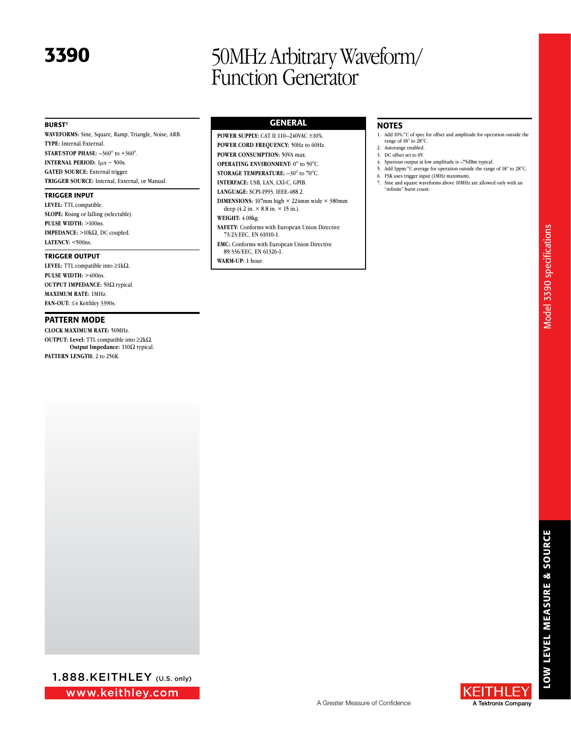# 3390

# 50MHz Arbitrary Waveform/ Function Generator

### BURST[7]

**WAVEFORMS:** Sine, Square, Ramp, Triangle, Noise, ARB.

**TYPE:** Internal/External.

**START/STOP PHASE:** –360° to +360°.

**INTERNAL PERIOD:** 1µs ~ 500s.

**GATED SOURCE:** External trigger.

**TRIGGER SOURCE:** Internal, External, or Manual.

### TRIGGER INPUT

**LEVEL:** TTL compatible.

**SLOPE:** Rising or falling (selectable).

**PULSE WIDTH:** >100ns.

**IMPEDANCE:** >10kΩ, DC coupled.

**LATENCY:** <500ns.

### TRIGGER OUTPUT

**LEVEL:** TTL compatible into ≥1kΩ.

**PULSE WIDTH:** >400ns.

**OUTPUT IMPEDANCE:** 50Ω typical.

**MAXIMUM RATE:** 1MHz.

**FAN-OUT:** ≤4 Keithley 3390s.

## PATTERN MODE

**CLOCK MAXIMUM RATE:** 50MHz.

**OUTPUT: Level:** TTL compatible into ≥2kΩ.
**Output Impedance:** 110Ω typical.

**PATTERN LENGTH:** 2 to 256K.

## GENERAL

**POWER SUPPLY:** CAT II 110–240VAC ±10%.

**POWER CORD FREQUENCY:** 50Hz to 60Hz.

**POWER CONSUMPTION:** 50VA max.

**OPERATING ENVIRONMENT:** 0° to 50°C.

**STORAGE TEMPERATURE:** –30° to 70°C.

**INTERFACE:** USB, LAN, LXI-C, GPIB.

**LANGUAGE:** SCPI-1993, IEEE-488.2.

**DIMENSIONS:** 107mm high × 224mm wide × 380mm deep (4.2 in. × 8.8 in. × 15 in.).

**WEIGHT:** 4.08kg.

**SAFETY:** Conforms with European Union Directive 73/23/EEC, EN 61010-1.

**EMC:** Conforms with European Union Directive 89/336/EEC, EN 61326-1.

**WARM-UP:** 1 hour.

## NOTES

1. Add 10%/°C of spec for offset and amplitude for operation outside the range of 18° to 28°C.
2. Autorange enabled.
3. DC offset set to 0V.
4. Spurious output at low amplitude is –75dBm typical.
5. Add 1ppm/°C average for operation outside the range of 18° to 28°C.
6. FSK uses trigger input (1MHz maximum).
7. Sine and square waveforms above 10MHz are allowed only with an "infinite" burst count.

1.888.KEITHLEY (U.S. only)

www.keithley.com

A Greater Measure of Confidence

KEITHLEY
A Tektronix Company